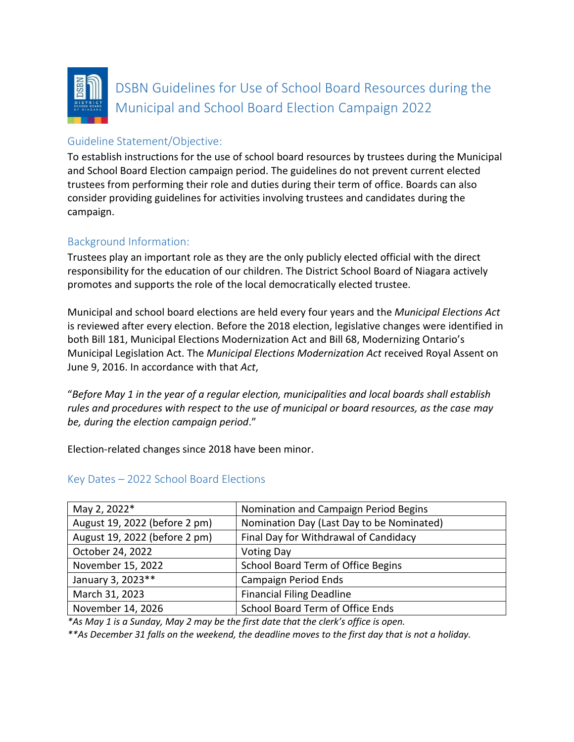# DSBN Guidelines for Use of School Board Resources during the Municipal and School Board Election Campaign 2022

## Guideline Statement/Objective:

To establish instructions for the use of school board resources by trustees during the Municipal and School Board Election campaign period. The guidelines do not prevent current elected trustees from performing their role and duties during their term of office. Boards can also consider providing guidelines for activities involving trustees and candidates during the campaign.

## Background Information:

Trustees play an important role as they are the only publicly elected official with the direct responsibility for the education of our children. The District School Board of Niagara actively promotes and supports the role of the local democratically elected trustee.

Municipal and school board elections are held every four years and the *Municipal Elections Act* is reviewed after every election. Before the 2018 election, legislative changes were identified in both Bill 181, Municipal Elections Modernization Act and Bill 68, Modernizing Ontario's Municipal Legislation Act. The *Municipal Elections Modernization Act* received Royal Assent on June 9, 2016. In accordance with that *Act*,

"*Before May 1 in the year of a regular election, municipalities and local boards shall establish rules and procedures with respect to the use of municipal or board resources, as the case may be, during the election campaign period*."

Election-related changes since 2018 have been minor.

## Key Dates – 2022 School Board Elections

| Date | Event |
|---|---|
| May 2, 2022* | Nomination and Campaign Period Begins |
| August 19, 2022 (before 2 pm) | Nomination Day (Last Day to be Nominated) |
| August 19, 2022 (before 2 pm) | Final Day for Withdrawal of Candidacy |
| October 24, 2022 | Voting Day |
| November 15, 2022 | School Board Term of Office Begins |
| January 3, 2023** | Campaign Period Ends |
| March 31, 2023 | Financial Filing Deadline |
| November 14, 2026 | School Board Term of Office Ends |

*\*As May 1 is a Sunday, May 2 may be the first date that the clerk's office is open.*

*\*\*As December 31 falls on the weekend, the deadline moves to the first day that is not a holiday.*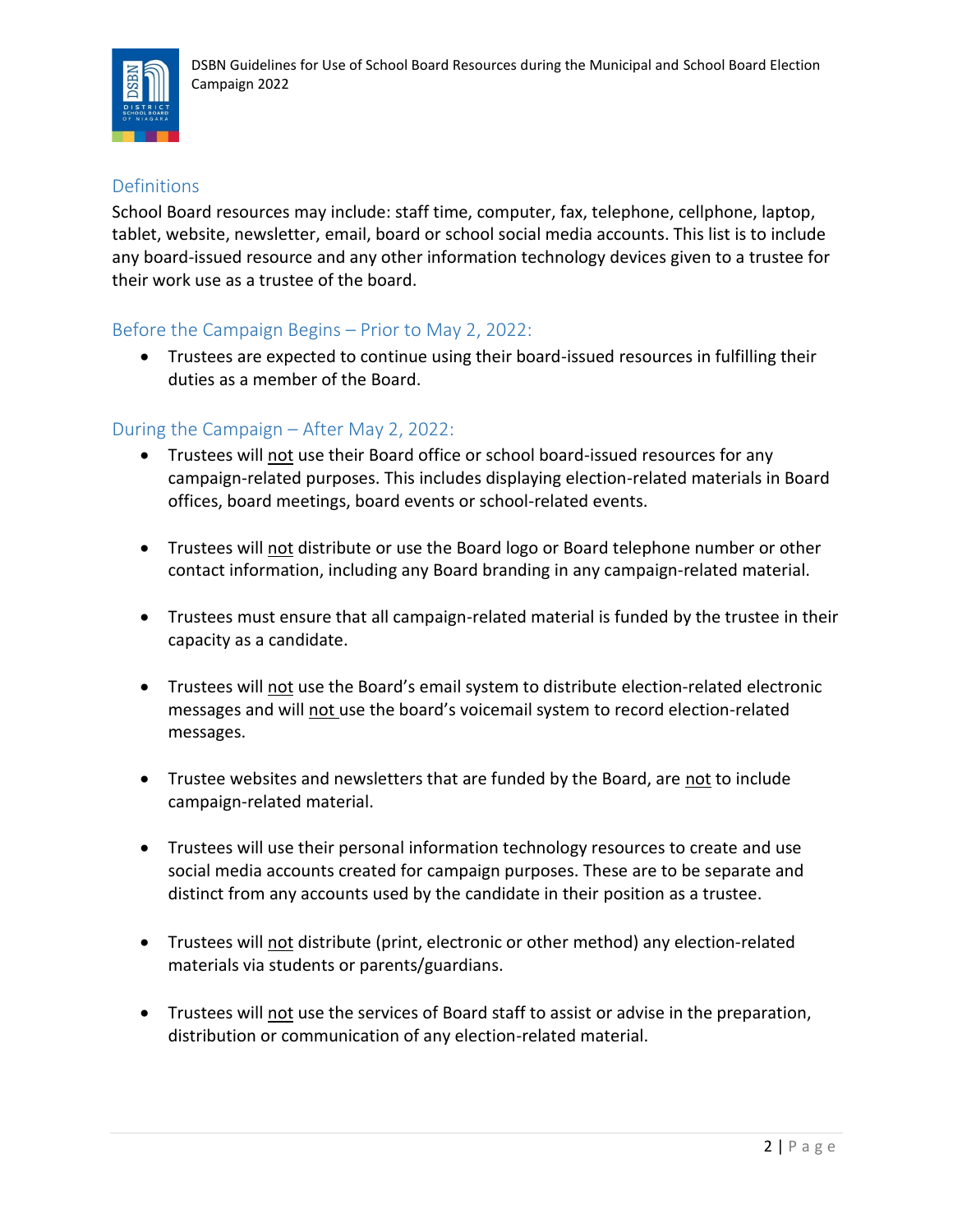## Definitions

School Board resources may include: staff time, computer, fax, telephone, cellphone, laptop, tablet, website, newsletter, email, board or school social media accounts. This list is to include any board-issued resource and any other information technology devices given to a trustee for their work use as a trustee of the board.

## Before the Campaign Begins – Prior to May 2, 2022:

- Trustees are expected to continue using their board-issued resources in fulfilling their duties as a member of the Board.

## During the Campaign – After May 2, 2022:

- Trustees will <u>not</u> use their Board office or school board-issued resources for any campaign-related purposes. This includes displaying election-related materials in Board offices, board meetings, board events or school-related events.

- Trustees will <u>not</u> distribute or use the Board logo or Board telephone number or other contact information, including any Board branding in any campaign-related material.

- Trustees must ensure that all campaign-related material is funded by the trustee in their capacity as a candidate.

- Trustees will <u>not</u> use the Board's email system to distribute election-related electronic messages and will <u>not</u> use the board's voicemail system to record election-related messages.

- Trustee websites and newsletters that are funded by the Board, are <u>not</u> to include campaign-related material.

- Trustees will use their personal information technology resources to create and use social media accounts created for campaign purposes. These are to be separate and distinct from any accounts used by the candidate in their position as a trustee.

- Trustees will <u>not</u> distribute (print, electronic or other method) any election-related materials via students or parents/guardians.

- Trustees will <u>not</u> use the services of Board staff to assist or advise in the preparation, distribution or communication of any election-related material.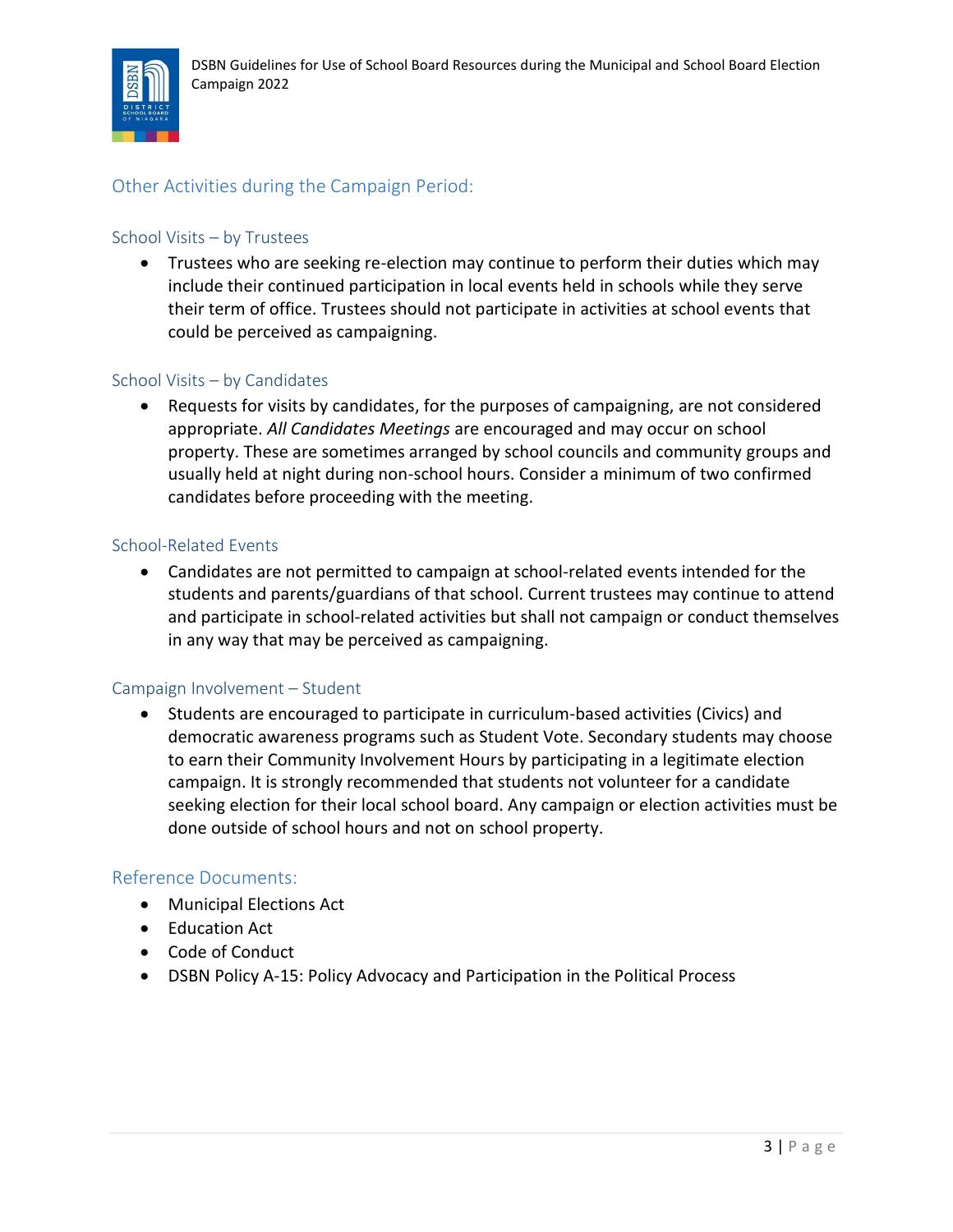## Other Activities during the Campaign Period:

### School Visits – by Trustees

- Trustees who are seeking re-election may continue to perform their duties which may include their continued participation in local events held in schools while they serve their term of office. Trustees should not participate in activities at school events that could be perceived as campaigning.

### School Visits – by Candidates

- Requests for visits by candidates, for the purposes of campaigning, are not considered appropriate. *All Candidates Meetings* are encouraged and may occur on school property. These are sometimes arranged by school councils and community groups and usually held at night during non-school hours. Consider a minimum of two confirmed candidates before proceeding with the meeting.

### School-Related Events

- Candidates are not permitted to campaign at school-related events intended for the students and parents/guardians of that school. Current trustees may continue to attend and participate in school-related activities but shall not campaign or conduct themselves in any way that may be perceived as campaigning.

### Campaign Involvement – Student

- Students are encouraged to participate in curriculum-based activities (Civics) and democratic awareness programs such as Student Vote. Secondary students may choose to earn their Community Involvement Hours by participating in a legitimate election campaign. It is strongly recommended that students not volunteer for a candidate seeking election for their local school board. Any campaign or election activities must be done outside of school hours and not on school property.

## Reference Documents:

- Municipal Elections Act
- Education Act
- Code of Conduct
- DSBN Policy A-15: Policy Advocacy and Participation in the Political Process